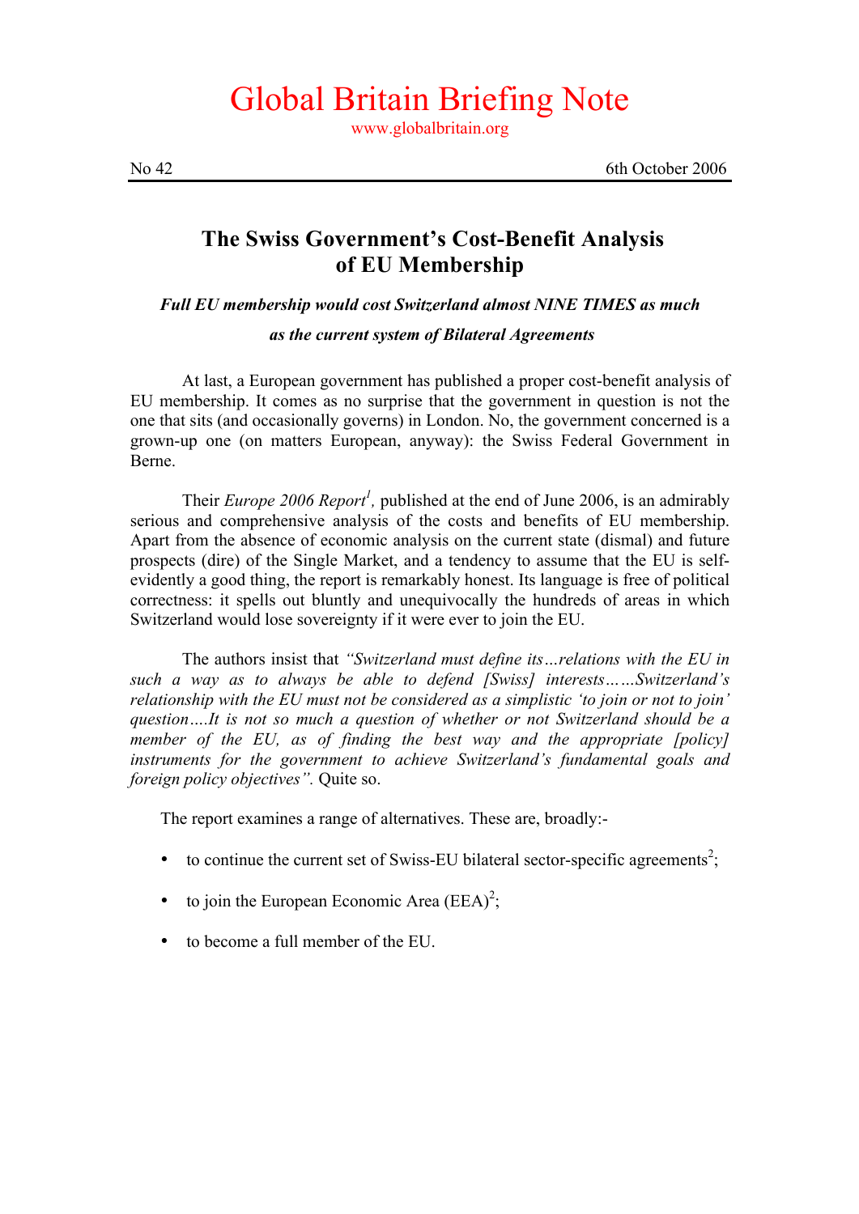# Global Britain Briefing Note

www.globalbritain.org

No 42 | 6th October 2006

## The Swiss Government's Cost-Benefit Analysis of EU Membership

***Full EU membership would cost Switzerland almost NINE TIMES as much as the current system of Bilateral Agreements***

At last, a European government has published a proper cost-benefit analysis of EU membership. It comes as no surprise that the government in question is not the one that sits (and occasionally governs) in London. No, the government concerned is a grown-up one (on matters European, anyway): the Swiss Federal Government in Berne.

Their *Europe 2006 Report*[1], published at the end of June 2006, is an admirably serious and comprehensive analysis of the costs and benefits of EU membership. Apart from the absence of economic analysis on the current state (dismal) and future prospects (dire) of the Single Market, and a tendency to assume that the EU is self-evidently a good thing, the report is remarkably honest. Its language is free of political correctness: it spells out bluntly and unequivocally the hundreds of areas in which Switzerland would lose sovereignty if it were ever to join the EU.

The authors insist that *"Switzerland must define its…relations with the EU in such a way as to always be able to defend [Swiss] interests……Switzerland's relationship with the EU must not be considered as a simplistic 'to join or not to join' question….It is not so much a question of whether or not Switzerland should be a member of the EU, as of finding the best way and the appropriate [policy] instruments for the government to achieve Switzerland's fundamental goals and foreign policy objectives".* Quite so.

The report examines a range of alternatives. These are, broadly:-

- to continue the current set of Swiss-EU bilateral sector-specific agreements[2];
- to join the European Economic Area (EEA)[2];
- to become a full member of the EU.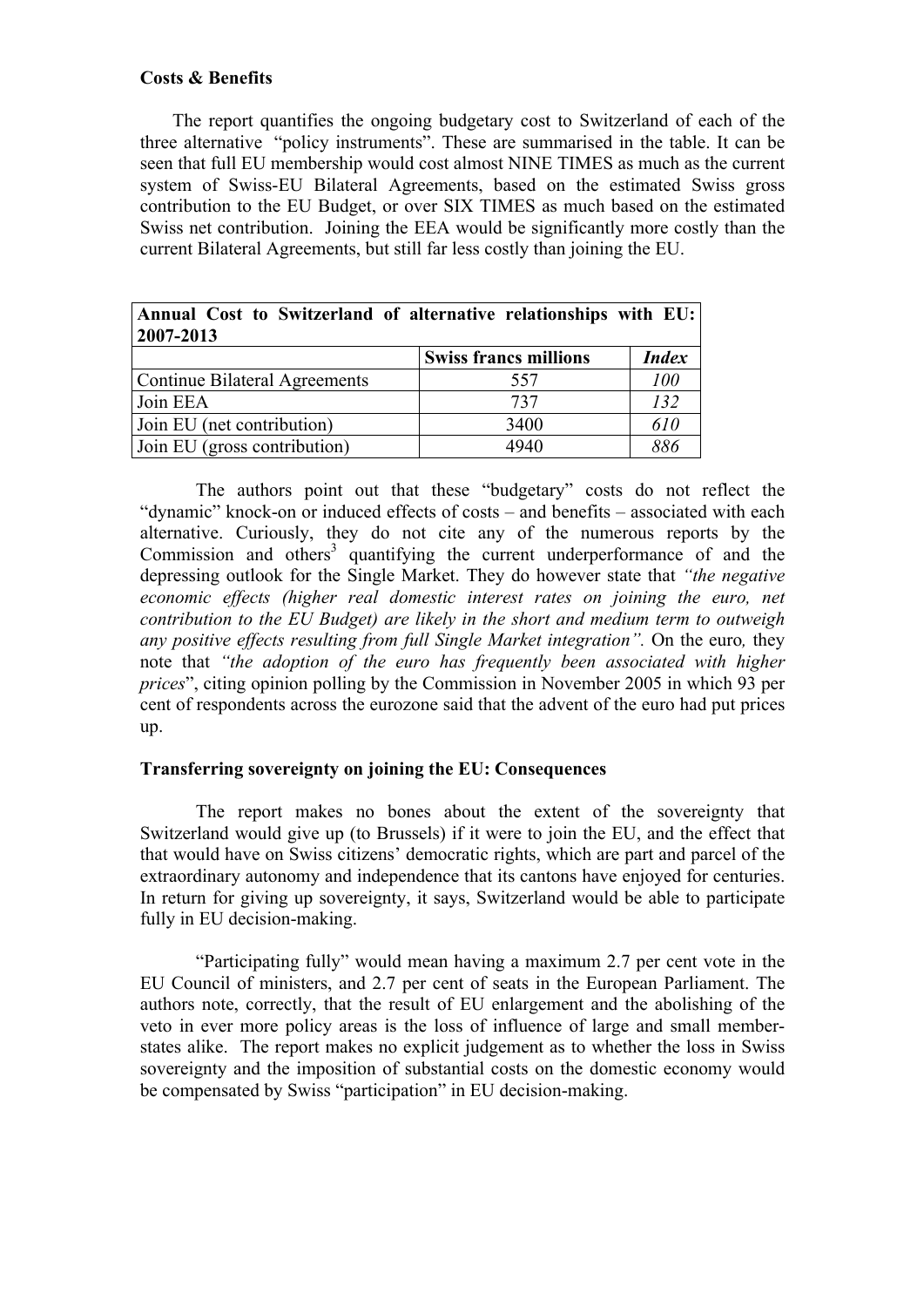**Costs & Benefits**

The report quantifies the ongoing budgetary cost to Switzerland of each of the three alternative "policy instruments". These are summarised in the table. It can be seen that full EU membership would cost almost NINE TIMES as much as the current system of Swiss-EU Bilateral Agreements, based on the estimated Swiss gross contribution to the EU Budget, or over SIX TIMES as much based on the estimated Swiss net contribution. Joining the EEA would be significantly more costly than the current Bilateral Agreements, but still far less costly than joining the EU.

| **Annual Cost to Switzerland of alternative relationships with EU: 2007-2013** | | |
|---|---|---|
| | **Swiss francs millions** | ***Index*** |
| Continue Bilateral Agreements | 557 | *100* |
| Join EEA | 737 | *132* |
| Join EU (net contribution) | 3400 | *610* |
| Join EU (gross contribution) | 4940 | *886* |

The authors point out that these "budgetary" costs do not reflect the "dynamic" knock-on or induced effects of costs – and benefits – associated with each alternative. Curiously, they do not cite any of the numerous reports by the Commission and others[3] quantifying the current underperformance of and the depressing outlook for the Single Market. They do however state that *"the negative economic effects (higher real domestic interest rates on joining the euro, net contribution to the EU Budget) are likely in the short and medium term to outweigh any positive effects resulting from full Single Market integration".* On the euro*,* they note that *"the adoption of the euro has frequently been associated with higher prices*", citing opinion polling by the Commission in November 2005 in which 93 per cent of respondents across the eurozone said that the advent of the euro had put prices up.

**Transferring sovereignty on joining the EU: Consequences**

The report makes no bones about the extent of the sovereignty that Switzerland would give up (to Brussels) if it were to join the EU, and the effect that that would have on Swiss citizens' democratic rights, which are part and parcel of the extraordinary autonomy and independence that its cantons have enjoyed for centuries. In return for giving up sovereignty, it says, Switzerland would be able to participate fully in EU decision-making.

"Participating fully" would mean having a maximum 2.7 per cent vote in the EU Council of ministers, and 2.7 per cent of seats in the European Parliament. The authors note, correctly, that the result of EU enlargement and the abolishing of the veto in ever more policy areas is the loss of influence of large and small member-states alike. The report makes no explicit judgement as to whether the loss in Swiss sovereignty and the imposition of substantial costs on the domestic economy would be compensated by Swiss "participation" in EU decision-making.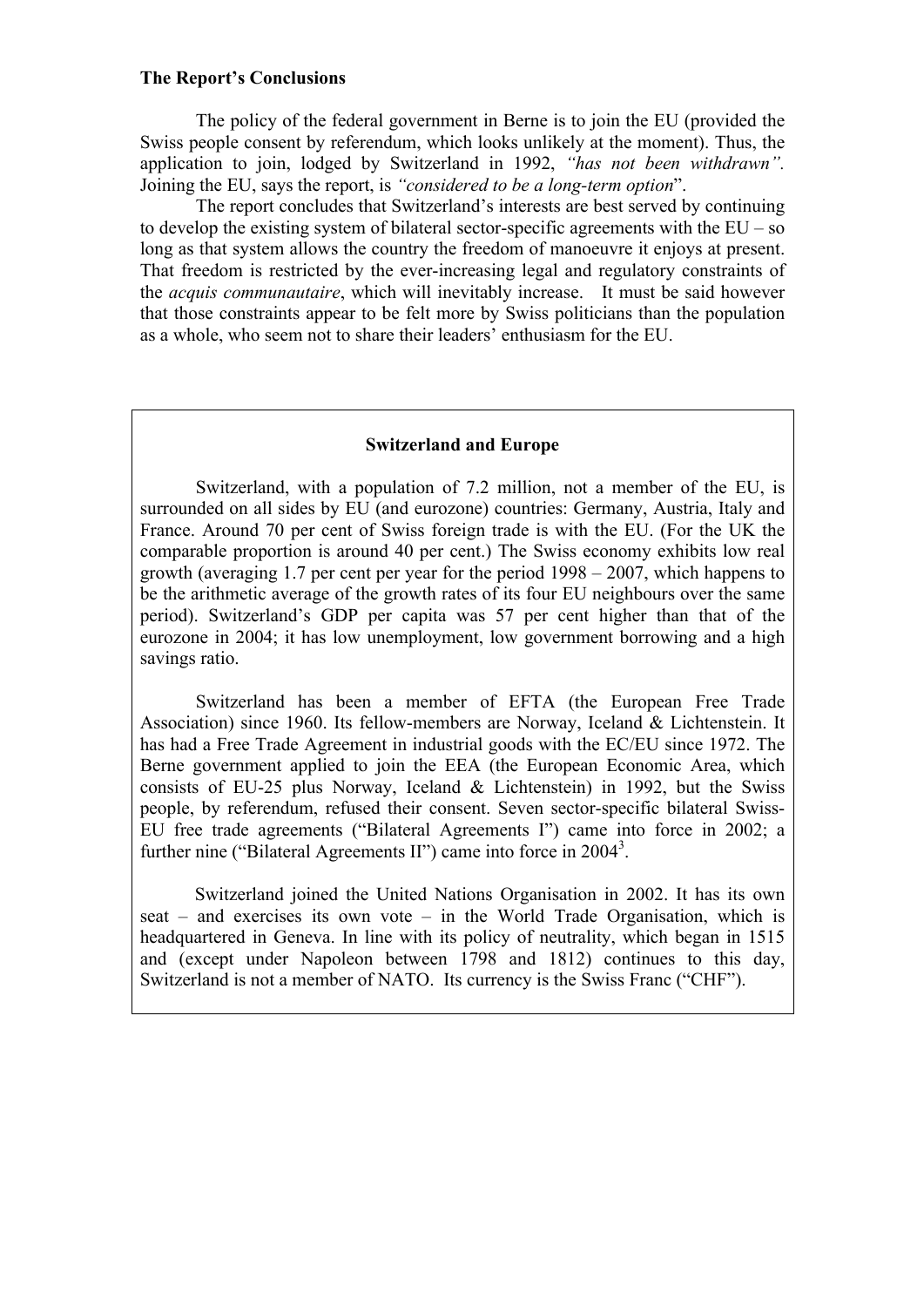**The Report's Conclusions**

The policy of the federal government in Berne is to join the EU (provided the Swiss people consent by referendum, which looks unlikely at the moment). Thus, the application to join, lodged by Switzerland in 1992, *"has not been withdrawn".* Joining the EU, says the report, is *"considered to be a long-term option*".

The report concludes that Switzerland's interests are best served by continuing to develop the existing system of bilateral sector-specific agreements with the EU – so long as that system allows the country the freedom of manoeuvre it enjoys at present. That freedom is restricted by the ever-increasing legal and regulatory constraints of the *acquis communautaire*, which will inevitably increase. It must be said however that those constraints appear to be felt more by Swiss politicians than the population as a whole, who seem not to share their leaders' enthusiasm for the EU.

**Switzerland and Europe**

Switzerland, with a population of 7.2 million, not a member of the EU, is surrounded on all sides by EU (and eurozone) countries: Germany, Austria, Italy and France. Around 70 per cent of Swiss foreign trade is with the EU. (For the UK the comparable proportion is around 40 per cent.) The Swiss economy exhibits low real growth (averaging 1.7 per cent per year for the period 1998 – 2007, which happens to be the arithmetic average of the growth rates of its four EU neighbours over the same period). Switzerland's GDP per capita was 57 per cent higher than that of the eurozone in 2004; it has low unemployment, low government borrowing and a high savings ratio.

Switzerland has been a member of EFTA (the European Free Trade Association) since 1960. Its fellow-members are Norway, Iceland & Lichtenstein. It has had a Free Trade Agreement in industrial goods with the EC/EU since 1972. The Berne government applied to join the EEA (the European Economic Area, which consists of EU-25 plus Norway, Iceland & Lichtenstein) in 1992, but the Swiss people, by referendum, refused their consent. Seven sector-specific bilateral Swiss-EU free trade agreements ("Bilateral Agreements I") came into force in 2002; a further nine ("Bilateral Agreements II") came into force in 2004[3].

Switzerland joined the United Nations Organisation in 2002. It has its own seat – and exercises its own vote – in the World Trade Organisation, which is headquartered in Geneva. In line with its policy of neutrality, which began in 1515 and (except under Napoleon between 1798 and 1812) continues to this day, Switzerland is not a member of NATO. Its currency is the Swiss Franc ("CHF").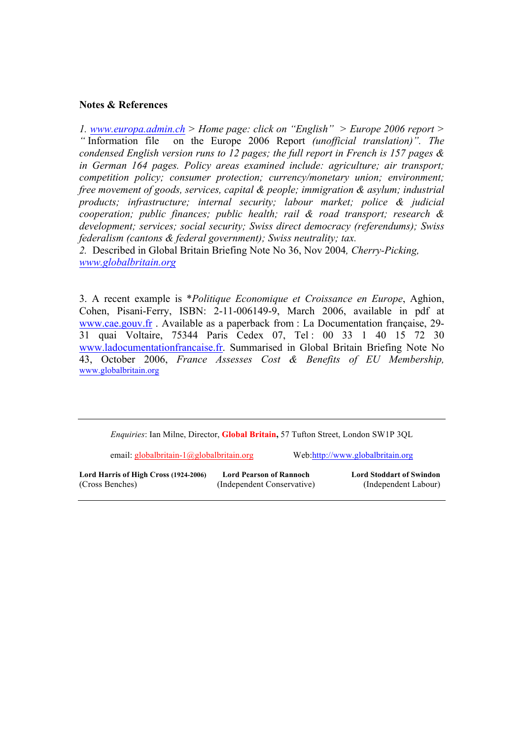**Notes & References**

*1. www.europa.admin.ch > Home page: click on "English" > Europe 2006 report > "* Information file on the Europe 2006 Report *(unofficial translation)". The condensed English version runs to 12 pages; the full report in French is 157 pages & in German 164 pages. Policy areas examined include: agriculture; air transport; competition policy; consumer protection; currency/monetary union; environment; free movement of goods, services, capital & people; immigration & asylum; industrial products; infrastructure; internal security; labour market; police & judicial cooperation; public finances; public health; rail & road transport; research & development; services; social security; Swiss direct democracy (referendums); Swiss federalism (cantons & federal government); Swiss neutrality; tax.*

*2.* Described in Global Britain Briefing Note No 36, Nov 2004*, Cherry-Picking, www.globalbritain.org*

3. A recent example is **Politique Economique et Croissance en Europe*, Aghion, Cohen, Pisani-Ferry, ISBN: 2-11-006149-9, March 2006, available in pdf at www.cae.gouv.fr . Available as a paperback from : La Documentation française, 29-31 quai Voltaire, 75344 Paris Cedex 07, Tel : 00 33 1 40 15 72 30 www.ladocumentationfrancaise.fr. Summarised in Global Britain Briefing Note No 43, October 2006, *France Assesses Cost & Benefits of EU Membership,* www.globalbritain.org

---

*Enquiries*: Ian Milne, Director, **Global Britain,** 57 Tufton Street, London SW1P 3QL

email: globalbritain-1@globalbritain.org Web:http://www.globalbritain.org

| | | |
|---|---|---|
| **Lord Harris of High Cross (1924-2006)** | **Lord Pearson of Rannoch** | **Lord Stoddart of Swindon** |
| (Cross Benches) | (Independent Conservative) | (Independent Labour) |